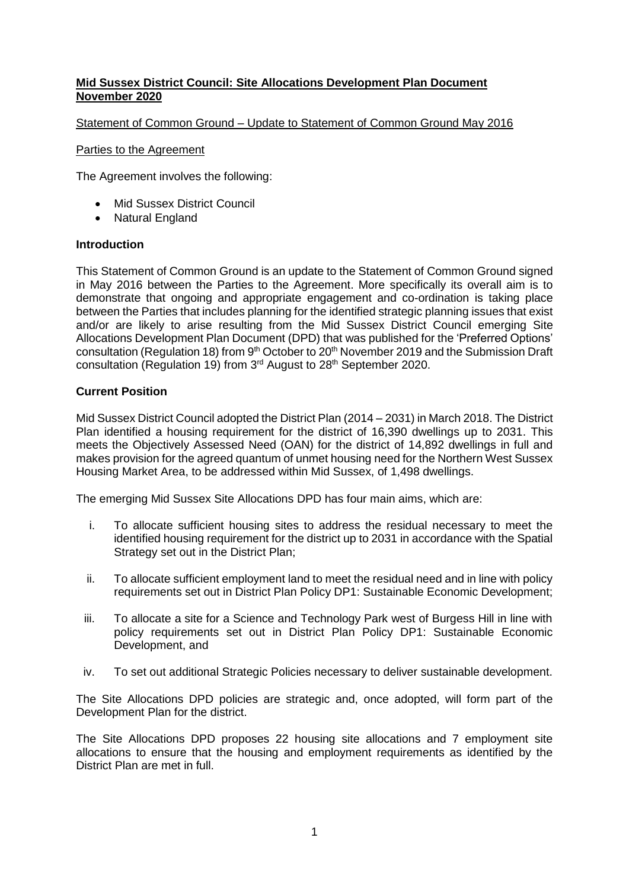**Mid Sussex District Council: Site Allocations Development Plan Document November 2020**

Statement of Common Ground – Update to Statement of Common Ground May 2016

Parties to the Agreement

The Agreement involves the following:

- Mid Sussex District Council
- Natural England

**Introduction**

This Statement of Common Ground is an update to the Statement of Common Ground signed in May 2016 between the Parties to the Agreement. More specifically its overall aim is to demonstrate that ongoing and appropriate engagement and co-ordination is taking place between the Parties that includes planning for the identified strategic planning issues that exist and/or are likely to arise resulting from the Mid Sussex District Council emerging Site Allocations Development Plan Document (DPD) that was published for the 'Preferred Options' consultation (Regulation 18) from 9th October to 20th November 2019 and the Submission Draft consultation (Regulation 19) from 3rd August to 28th September 2020.

**Current Position**

Mid Sussex District Council adopted the District Plan (2014 – 2031) in March 2018. The District Plan identified a housing requirement for the district of 16,390 dwellings up to 2031. This meets the Objectively Assessed Need (OAN) for the district of 14,892 dwellings in full and makes provision for the agreed quantum of unmet housing need for the Northern West Sussex Housing Market Area, to be addressed within Mid Sussex, of 1,498 dwellings.

The emerging Mid Sussex Site Allocations DPD has four main aims, which are:

i. To allocate sufficient housing sites to address the residual necessary to meet the identified housing requirement for the district up to 2031 in accordance with the Spatial Strategy set out in the District Plan;

ii. To allocate sufficient employment land to meet the residual need and in line with policy requirements set out in District Plan Policy DP1: Sustainable Economic Development;

iii. To allocate a site for a Science and Technology Park west of Burgess Hill in line with policy requirements set out in District Plan Policy DP1: Sustainable Economic Development, and

iv. To set out additional Strategic Policies necessary to deliver sustainable development.

The Site Allocations DPD policies are strategic and, once adopted, will form part of the Development Plan for the district.

The Site Allocations DPD proposes 22 housing site allocations and 7 employment site allocations to ensure that the housing and employment requirements as identified by the District Plan are met in full.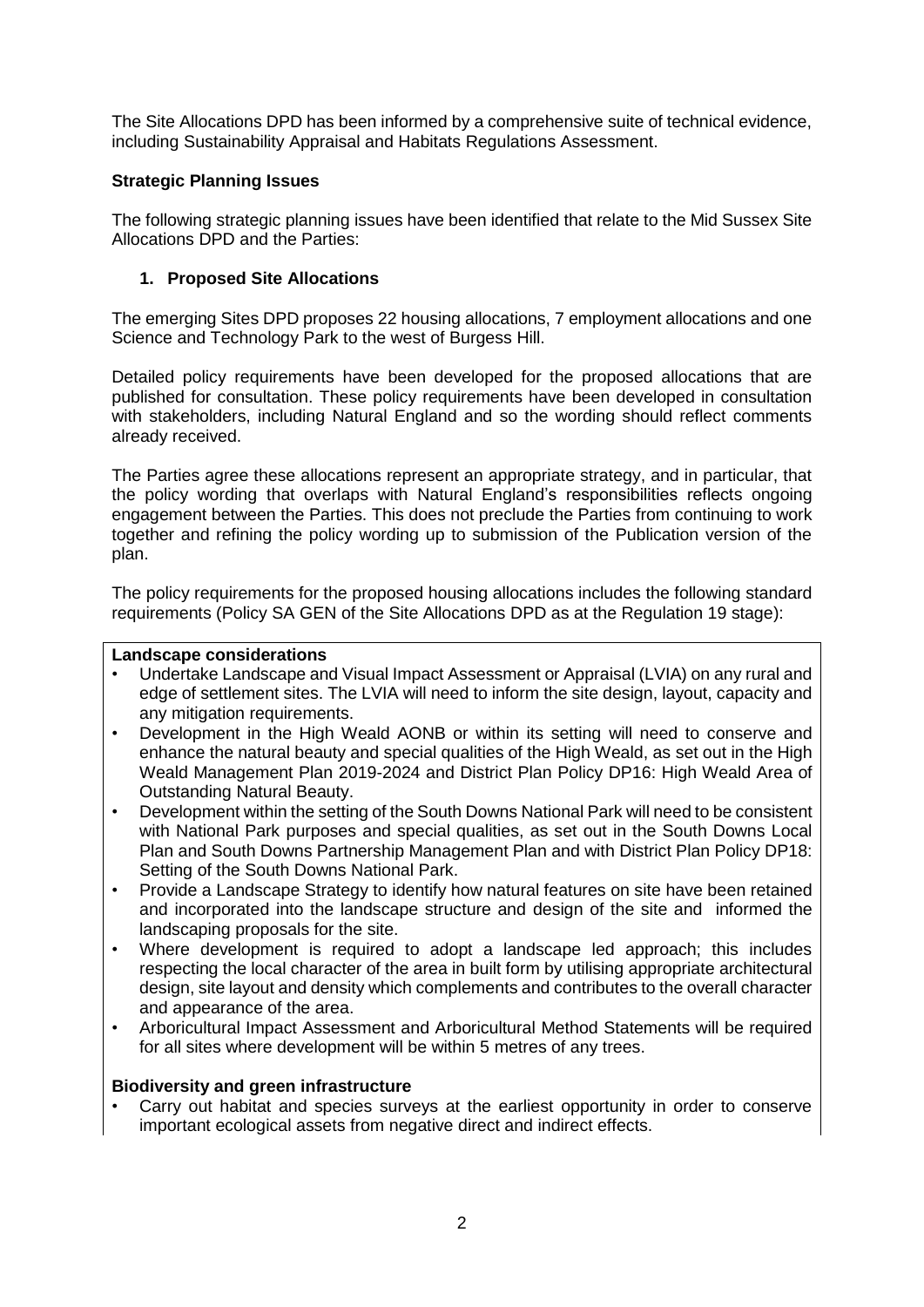The Site Allocations DPD has been informed by a comprehensive suite of technical evidence, including Sustainability Appraisal and Habitats Regulations Assessment.

**Strategic Planning Issues**

The following strategic planning issues have been identified that relate to the Mid Sussex Site Allocations DPD and the Parties:

1. **Proposed Site Allocations**

The emerging Sites DPD proposes 22 housing allocations, 7 employment allocations and one Science and Technology Park to the west of Burgess Hill.

Detailed policy requirements have been developed for the proposed allocations that are published for consultation. These policy requirements have been developed in consultation with stakeholders, including Natural England and so the wording should reflect comments already received.

The Parties agree these allocations represent an appropriate strategy, and in particular, that the policy wording that overlaps with Natural England's responsibilities reflects ongoing engagement between the Parties. This does not preclude the Parties from continuing to work together and refining the policy wording up to submission of the Publication version of the plan.

The policy requirements for the proposed housing allocations includes the following standard requirements (Policy SA GEN of the Site Allocations DPD as at the Regulation 19 stage):

**Landscape considerations**

- Undertake Landscape and Visual Impact Assessment or Appraisal (LVIA) on any rural and edge of settlement sites. The LVIA will need to inform the site design, layout, capacity and any mitigation requirements.
- Development in the High Weald AONB or within its setting will need to conserve and enhance the natural beauty and special qualities of the High Weald, as set out in the High Weald Management Plan 2019-2024 and District Plan Policy DP16: High Weald Area of Outstanding Natural Beauty.
- Development within the setting of the South Downs National Park will need to be consistent with National Park purposes and special qualities, as set out in the South Downs Local Plan and South Downs Partnership Management Plan and with District Plan Policy DP18: Setting of the South Downs National Park.
- Provide a Landscape Strategy to identify how natural features on site have been retained and incorporated into the landscape structure and design of the site and informed the landscaping proposals for the site.
- Where development is required to adopt a landscape led approach; this includes respecting the local character of the area in built form by utilising appropriate architectural design, site layout and density which complements and contributes to the overall character and appearance of the area.
- Arboricultural Impact Assessment and Arboricultural Method Statements will be required for all sites where development will be within 5 metres of any trees.

**Biodiversity and green infrastructure**

- Carry out habitat and species surveys at the earliest opportunity in order to conserve important ecological assets from negative direct and indirect effects.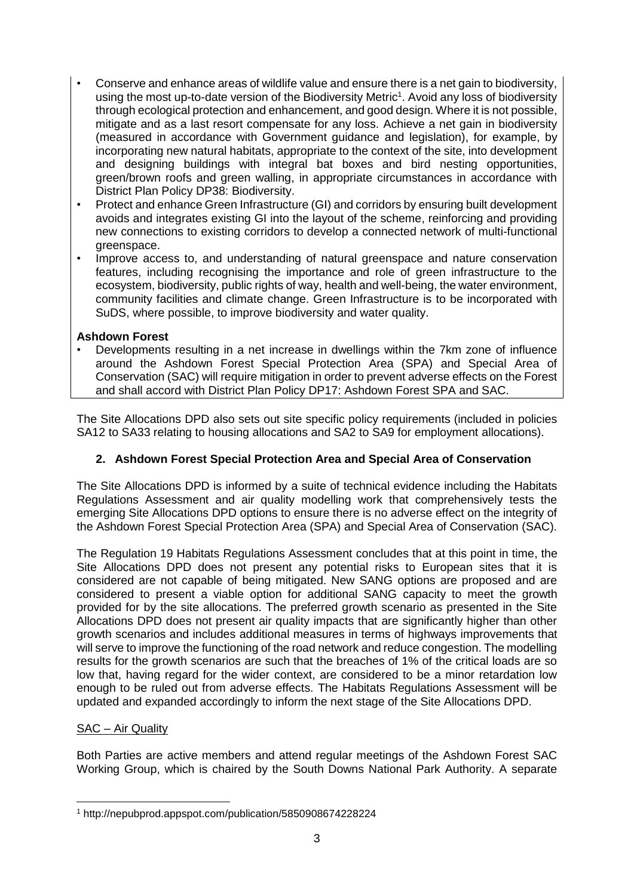- Conserve and enhance areas of wildlife value and ensure there is a net gain to biodiversity, using the most up-to-date version of the Biodiversity Metric[1]. Avoid any loss of biodiversity through ecological protection and enhancement, and good design. Where it is not possible, mitigate and as a last resort compensate for any loss. Achieve a net gain in biodiversity (measured in accordance with Government guidance and legislation), for example, by incorporating new natural habitats, appropriate to the context of the site, into development and designing buildings with integral bat boxes and bird nesting opportunities, green/brown roofs and green walling, in appropriate circumstances in accordance with District Plan Policy DP38: Biodiversity.
- Protect and enhance Green Infrastructure (GI) and corridors by ensuring built development avoids and integrates existing GI into the layout of the scheme, reinforcing and providing new connections to existing corridors to develop a connected network of multi-functional greenspace.
- Improve access to, and understanding of natural greenspace and nature conservation features, including recognising the importance and role of green infrastructure to the ecosystem, biodiversity, public rights of way, health and well-being, the water environment, community facilities and climate change. Green Infrastructure is to be incorporated with SuDS, where possible, to improve biodiversity and water quality.

**Ashdown Forest**

- Developments resulting in a net increase in dwellings within the 7km zone of influence around the Ashdown Forest Special Protection Area (SPA) and Special Area of Conservation (SAC) will require mitigation in order to prevent adverse effects on the Forest and shall accord with District Plan Policy DP17: Ashdown Forest SPA and SAC.

The Site Allocations DPD also sets out site specific policy requirements (included in policies SA12 to SA33 relating to housing allocations and SA2 to SA9 for employment allocations).

## 2. Ashdown Forest Special Protection Area and Special Area of Conservation

The Site Allocations DPD is informed by a suite of technical evidence including the Habitats Regulations Assessment and air quality modelling work that comprehensively tests the emerging Site Allocations DPD options to ensure there is no adverse effect on the integrity of the Ashdown Forest Special Protection Area (SPA) and Special Area of Conservation (SAC).

The Regulation 19 Habitats Regulations Assessment concludes that at this point in time, the Site Allocations DPD does not present any potential risks to European sites that it is considered are not capable of being mitigated. New SANG options are proposed and are considered to present a viable option for additional SANG capacity to meet the growth provided for by the site allocations. The preferred growth scenario as presented in the Site Allocations DPD does not present air quality impacts that are significantly higher than other growth scenarios and includes additional measures in terms of highways improvements that will serve to improve the functioning of the road network and reduce congestion. The modelling results for the growth scenarios are such that the breaches of 1% of the critical loads are so low that, having regard for the wider context, are considered to be a minor retardation low enough to be ruled out from adverse effects. The Habitats Regulations Assessment will be updated and expanded accordingly to inform the next stage of the Site Allocations DPD.

<u>SAC – Air Quality</u>

Both Parties are active members and attend regular meetings of the Ashdown Forest SAC Working Group, which is chaired by the South Downs National Park Authority. A separate

[1] http://nepubprod.appspot.com/publication/5850908674228224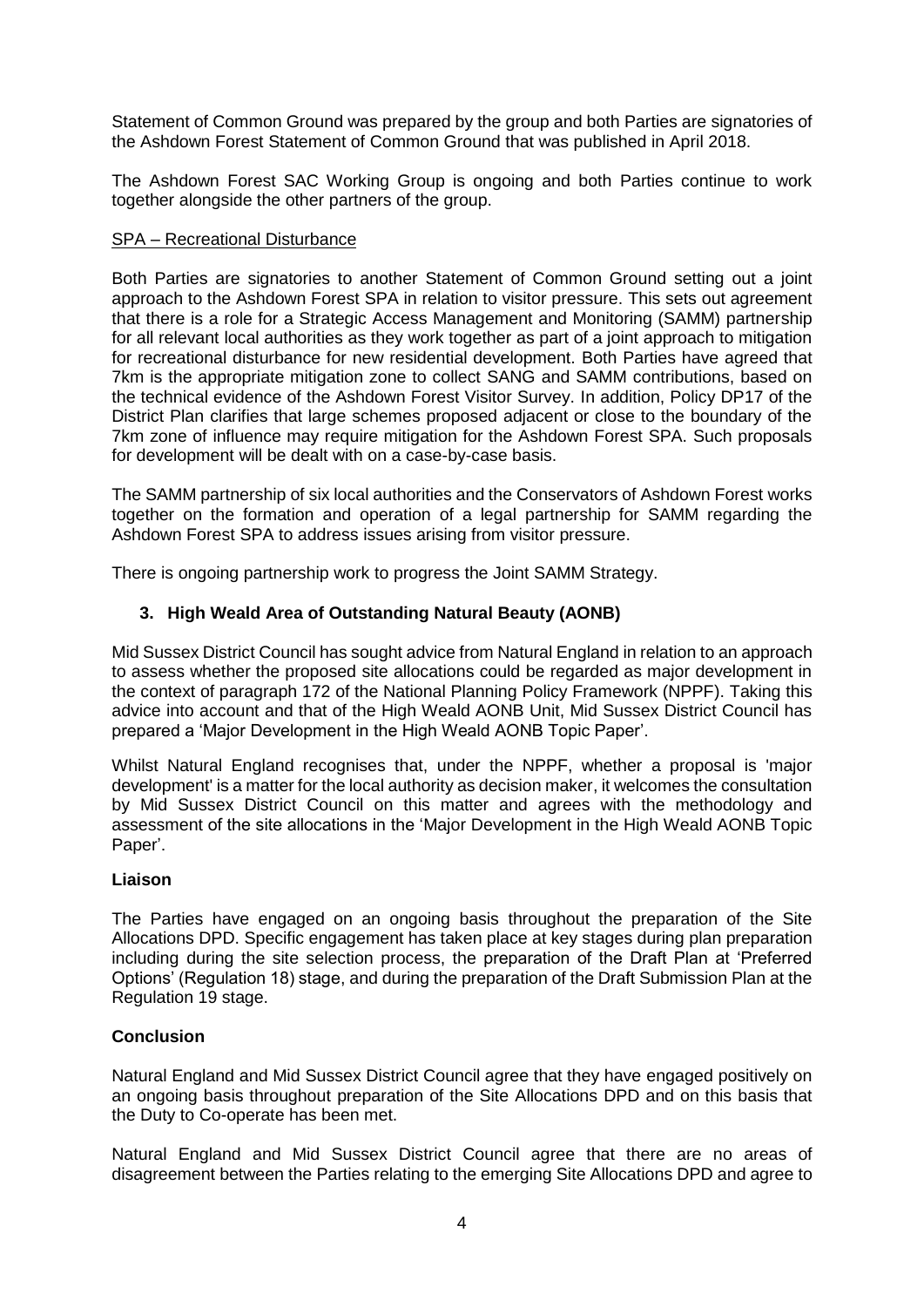Statement of Common Ground was prepared by the group and both Parties are signatories of the Ashdown Forest Statement of Common Ground that was published in April 2018.

The Ashdown Forest SAC Working Group is ongoing and both Parties continue to work together alongside the other partners of the group.

<u>SPA – Recreational Disturbance</u>

Both Parties are signatories to another Statement of Common Ground setting out a joint approach to the Ashdown Forest SPA in relation to visitor pressure. This sets out agreement that there is a role for a Strategic Access Management and Monitoring (SAMM) partnership for all relevant local authorities as they work together as part of a joint approach to mitigation for recreational disturbance for new residential development. Both Parties have agreed that 7km is the appropriate mitigation zone to collect SANG and SAMM contributions, based on the technical evidence of the Ashdown Forest Visitor Survey. In addition, Policy DP17 of the District Plan clarifies that large schemes proposed adjacent or close to the boundary of the 7km zone of influence may require mitigation for the Ashdown Forest SPA. Such proposals for development will be dealt with on a case-by-case basis.

The SAMM partnership of six local authorities and the Conservators of Ashdown Forest works together on the formation and operation of a legal partnership for SAMM regarding the Ashdown Forest SPA to address issues arising from visitor pressure.

There is ongoing partnership work to progress the Joint SAMM Strategy.

### 3. High Weald Area of Outstanding Natural Beauty (AONB)

Mid Sussex District Council has sought advice from Natural England in relation to an approach to assess whether the proposed site allocations could be regarded as major development in the context of paragraph 172 of the National Planning Policy Framework (NPPF). Taking this advice into account and that of the High Weald AONB Unit, Mid Sussex District Council has prepared a 'Major Development in the High Weald AONB Topic Paper'.

Whilst Natural England recognises that, under the NPPF, whether a proposal is 'major development' is a matter for the local authority as decision maker, it welcomes the consultation by Mid Sussex District Council on this matter and agrees with the methodology and assessment of the site allocations in the 'Major Development in the High Weald AONB Topic Paper'.

**Liaison**

The Parties have engaged on an ongoing basis throughout the preparation of the Site Allocations DPD. Specific engagement has taken place at key stages during plan preparation including during the site selection process, the preparation of the Draft Plan at 'Preferred Options' (Regulation 18) stage, and during the preparation of the Draft Submission Plan at the Regulation 19 stage.

**Conclusion**

Natural England and Mid Sussex District Council agree that they have engaged positively on an ongoing basis throughout preparation of the Site Allocations DPD and on this basis that the Duty to Co-operate has been met.

Natural England and Mid Sussex District Council agree that there are no areas of disagreement between the Parties relating to the emerging Site Allocations DPD and agree to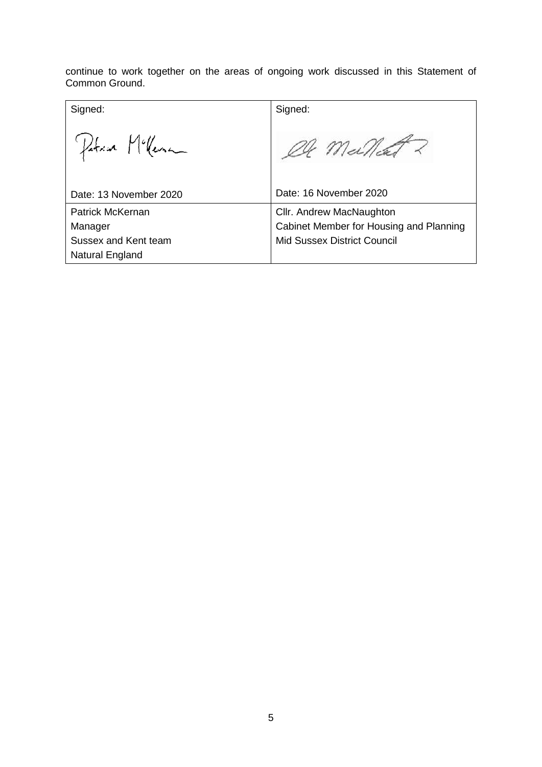continue to work together on the areas of ongoing work discussed in this Statement of Common Ground.

| | |
|---|---|
| Signed: | Signed: |
| Date: 13 November 2020 | Date: 16 November 2020 |
| Patrick McKernan<br>Manager<br>Sussex and Kent team<br>Natural England | Cllr. Andrew MacNaughton<br>Cabinet Member for Housing and Planning<br>Mid Sussex District Council |